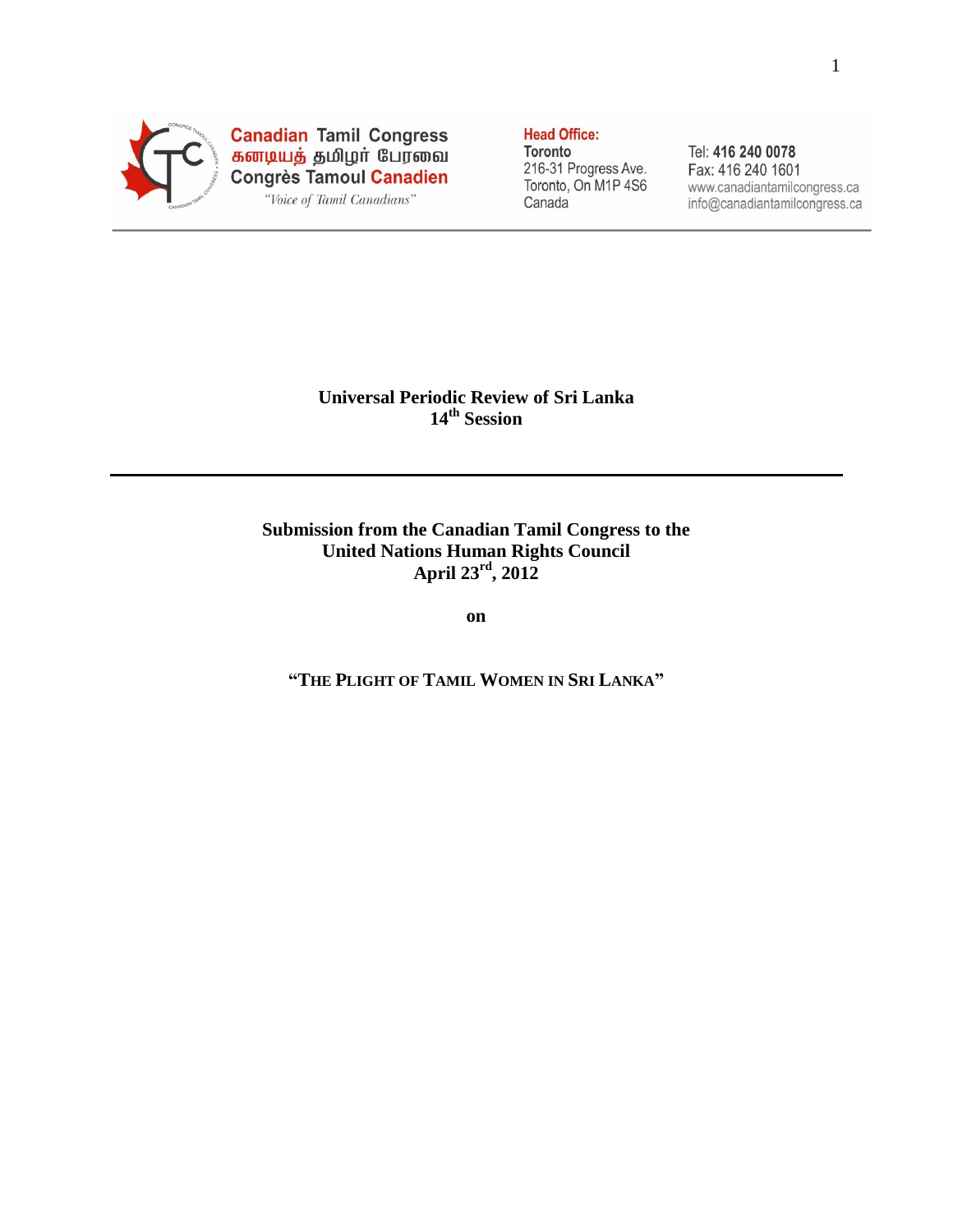**Canadian Tamil Congress**
**கனடியத் தமிழர் பேரவை**
**Congrès Tamoul Canadien**
*"Voice of Tamil Canadians"*

**Head Office:**
**Toronto**
216-31 Progress Ave.
Toronto, On M1P 4S6
Canada

Tel: **416 240 0078**
Fax: 416 240 1601
www.canadiantamilcongress.ca
info@canadiantamilcongress.ca

# Universal Periodic Review of Sri Lanka
## 14th Session

---

**Submission from the Canadian Tamil Congress to the United Nations Human Rights Council**
**April 23rd, 2012**

**on**

**"THE PLIGHT OF TAMIL WOMEN IN SRI LANKA"**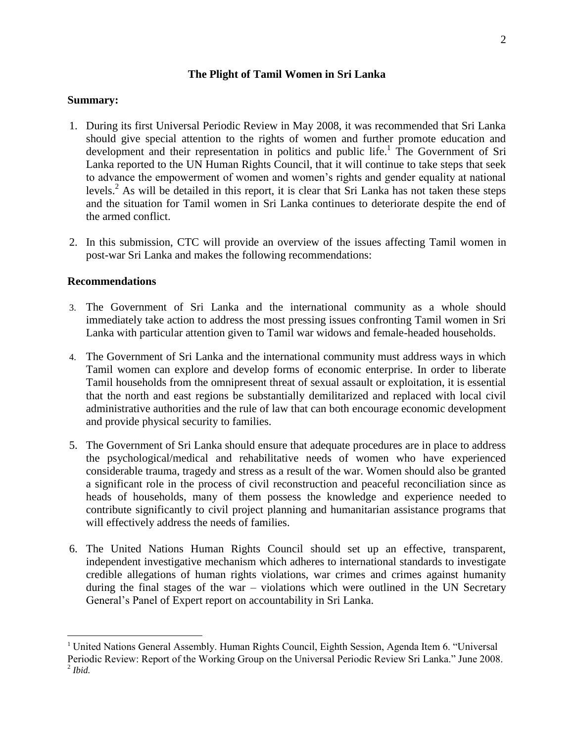## The Plight of Tamil Women in Sri Lanka

**Summary:**

1. During its first Universal Periodic Review in May 2008, it was recommended that Sri Lanka should give special attention to the rights of women and further promote education and development and their representation in politics and public life.[1] The Government of Sri Lanka reported to the UN Human Rights Council, that it will continue to take steps that seek to advance the empowerment of women and women's rights and gender equality at national levels.[2] As will be detailed in this report, it is clear that Sri Lanka has not taken these steps and the situation for Tamil women in Sri Lanka continues to deteriorate despite the end of the armed conflict.

2. In this submission, CTC will provide an overview of the issues affecting Tamil women in post-war Sri Lanka and makes the following recommendations:

**Recommendations**

3. The Government of Sri Lanka and the international community as a whole should immediately take action to address the most pressing issues confronting Tamil women in Sri Lanka with particular attention given to Tamil war widows and female-headed households.

4. The Government of Sri Lanka and the international community must address ways in which Tamil women can explore and develop forms of economic enterprise. In order to liberate Tamil households from the omnipresent threat of sexual assault or exploitation, it is essential that the north and east regions be substantially demilitarized and replaced with local civil administrative authorities and the rule of law that can both encourage economic development and provide physical security to families.

5. The Government of Sri Lanka should ensure that adequate procedures are in place to address the psychological/medical and rehabilitative needs of women who have experienced considerable trauma, tragedy and stress as a result of the war. Women should also be granted a significant role in the process of civil reconstruction and peaceful reconciliation since as heads of households, many of them possess the knowledge and experience needed to contribute significantly to civil project planning and humanitarian assistance programs that will effectively address the needs of families.

6. The United Nations Human Rights Council should set up an effective, transparent, independent investigative mechanism which adheres to international standards to investigate credible allegations of human rights violations, war crimes and crimes against humanity during the final stages of the war – violations which were outlined in the UN Secretary General's Panel of Expert report on accountability in Sri Lanka.

---

[1] United Nations General Assembly. Human Rights Council, Eighth Session, Agenda Item 6. "Universal Periodic Review: Report of the Working Group on the Universal Periodic Review Sri Lanka." June 2008.

[2] *Ibid.*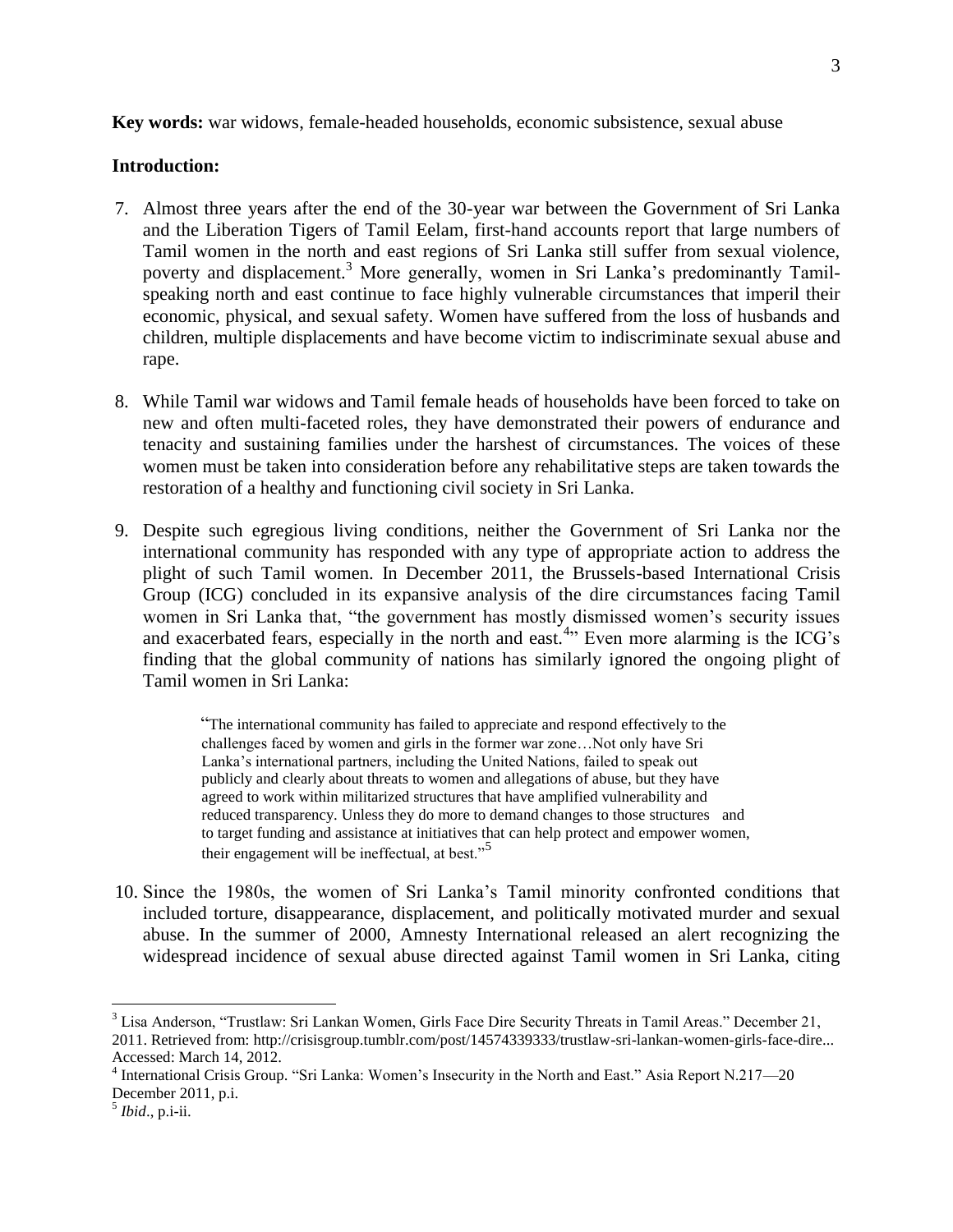**Key words:** war widows, female-headed households, economic subsistence, sexual abuse

**Introduction:**

7. Almost three years after the end of the 30-year war between the Government of Sri Lanka and the Liberation Tigers of Tamil Eelam, first-hand accounts report that large numbers of Tamil women in the north and east regions of Sri Lanka still suffer from sexual violence, poverty and displacement.[3] More generally, women in Sri Lanka's predominantly Tamil-speaking north and east continue to face highly vulnerable circumstances that imperil their economic, physical, and sexual safety. Women have suffered from the loss of husbands and children, multiple displacements and have become victim to indiscriminate sexual abuse and rape.

8. While Tamil war widows and Tamil female heads of households have been forced to take on new and often multi-faceted roles, they have demonstrated their powers of endurance and tenacity and sustaining families under the harshest of circumstances. The voices of these women must be taken into consideration before any rehabilitative steps are taken towards the restoration of a healthy and functioning civil society in Sri Lanka.

9. Despite such egregious living conditions, neither the Government of Sri Lanka nor the international community has responded with any type of appropriate action to address the plight of such Tamil women. In December 2011, the Brussels-based International Crisis Group (ICG) concluded in its expansive analysis of the dire circumstances facing Tamil women in Sri Lanka that, "the government has mostly dismissed women's security issues and exacerbated fears, especially in the north and east.[4]" Even more alarming is the ICG's finding that the global community of nations has similarly ignored the ongoing plight of Tamil women in Sri Lanka:

> "The international community has failed to appreciate and respond effectively to the challenges faced by women and girls in the former war zone…Not only have Sri Lanka's international partners, including the United Nations, failed to speak out publicly and clearly about threats to women and allegations of abuse, but they have agreed to work within militarized structures that have amplified vulnerability and reduced transparency. Unless they do more to demand changes to those structures and to target funding and assistance at initiatives that can help protect and empower women, their engagement will be ineffectual, at best."[5]

10. Since the 1980s, the women of Sri Lanka's Tamil minority confronted conditions that included torture, disappearance, displacement, and politically motivated murder and sexual abuse. In the summer of 2000, Amnesty International released an alert recognizing the widespread incidence of sexual abuse directed against Tamil women in Sri Lanka, citing

---

[3] Lisa Anderson, "Trustlaw: Sri Lankan Women, Girls Face Dire Security Threats in Tamil Areas." December 21, 2011. Retrieved from: http://crisisgroup.tumblr.com/post/14574339333/trustlaw-sri-lankan-women-girls-face-dire... Accessed: March 14, 2012.

[4] International Crisis Group. "Sri Lanka: Women's Insecurity in the North and East." Asia Report N.217—20 December 2011, p.i.

[5] *Ibid*., p.i-ii.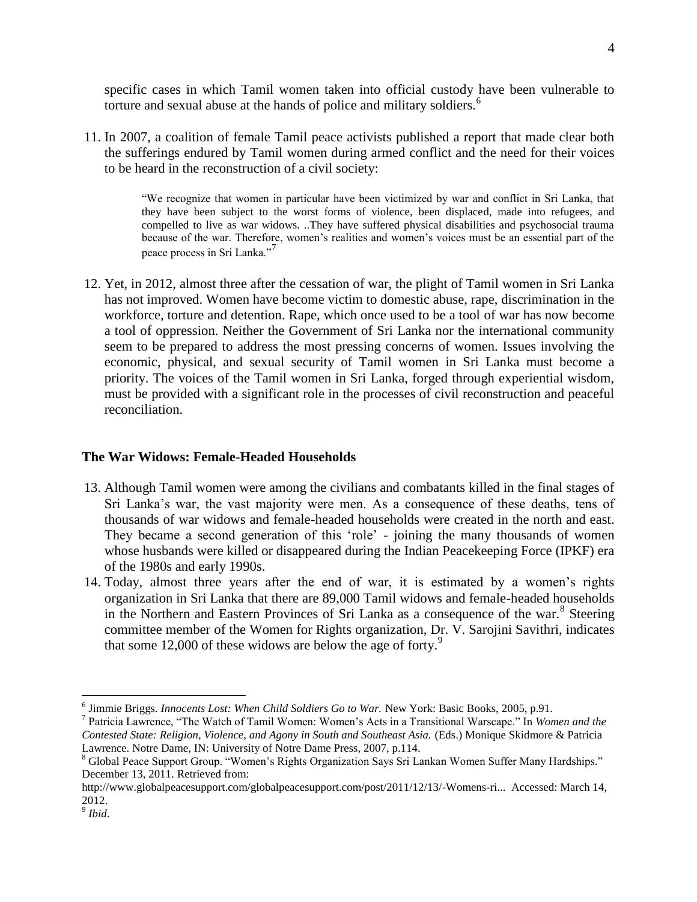specific cases in which Tamil women taken into official custody have been vulnerable to torture and sexual abuse at the hands of police and military soldiers.[6]

11. In 2007, a coalition of female Tamil peace activists published a report that made clear both the sufferings endured by Tamil women during armed conflict and the need for their voices to be heard in the reconstruction of a civil society:

> "We recognize that women in particular have been victimized by war and conflict in Sri Lanka, that they have been subject to the worst forms of violence, been displaced, made into refugees, and compelled to live as war widows. ..They have suffered physical disabilities and psychosocial trauma because of the war. Therefore, women's realities and women's voices must be an essential part of the peace process in Sri Lanka."[7]

12. Yet, in 2012, almost three after the cessation of war, the plight of Tamil women in Sri Lanka has not improved. Women have become victim to domestic abuse, rape, discrimination in the workforce, torture and detention. Rape, which once used to be a tool of war has now become a tool of oppression. Neither the Government of Sri Lanka nor the international community seem to be prepared to address the most pressing concerns of women. Issues involving the economic, physical, and sexual security of Tamil women in Sri Lanka must become a priority. The voices of the Tamil women in Sri Lanka, forged through experiential wisdom, must be provided with a significant role in the processes of civil reconstruction and peaceful reconciliation.

**The War Widows: Female-Headed Households**

13. Although Tamil women were among the civilians and combatants killed in the final stages of Sri Lanka's war, the vast majority were men. As a consequence of these deaths, tens of thousands of war widows and female-headed households were created in the north and east. They became a second generation of this 'role' - joining the many thousands of women whose husbands were killed or disappeared during the Indian Peacekeeping Force (IPKF) era of the 1980s and early 1990s.
14. Today, almost three years after the end of war, it is estimated by a women's rights organization in Sri Lanka that there are 89,000 Tamil widows and female-headed households in the Northern and Eastern Provinces of Sri Lanka as a consequence of the war.[8] Steering committee member of the Women for Rights organization, Dr. V. Sarojini Savithri, indicates that some 12,000 of these widows are below the age of forty.[9]

---

[6] Jimmie Briggs. *Innocents Lost: When Child Soldiers Go to War.* New York: Basic Books, 2005, p.91.

[7] Patricia Lawrence, "The Watch of Tamil Women: Women's Acts in a Transitional Warscape." In *Women and the Contested State: Religion, Violence, and Agony in South and Southeast Asia.* (Eds.) Monique Skidmore & Patricia Lawrence. Notre Dame, IN: University of Notre Dame Press, 2007, p.114.

[8] Global Peace Support Group. "Women's Rights Organization Says Sri Lankan Women Suffer Many Hardships." December 13, 2011. Retrieved from: http://www.globalpeacesupport.com/globalpeacesupport.com/post/2011/12/13/-Womens-ri... Accessed: March 14, 2012.

[9] *Ibid*.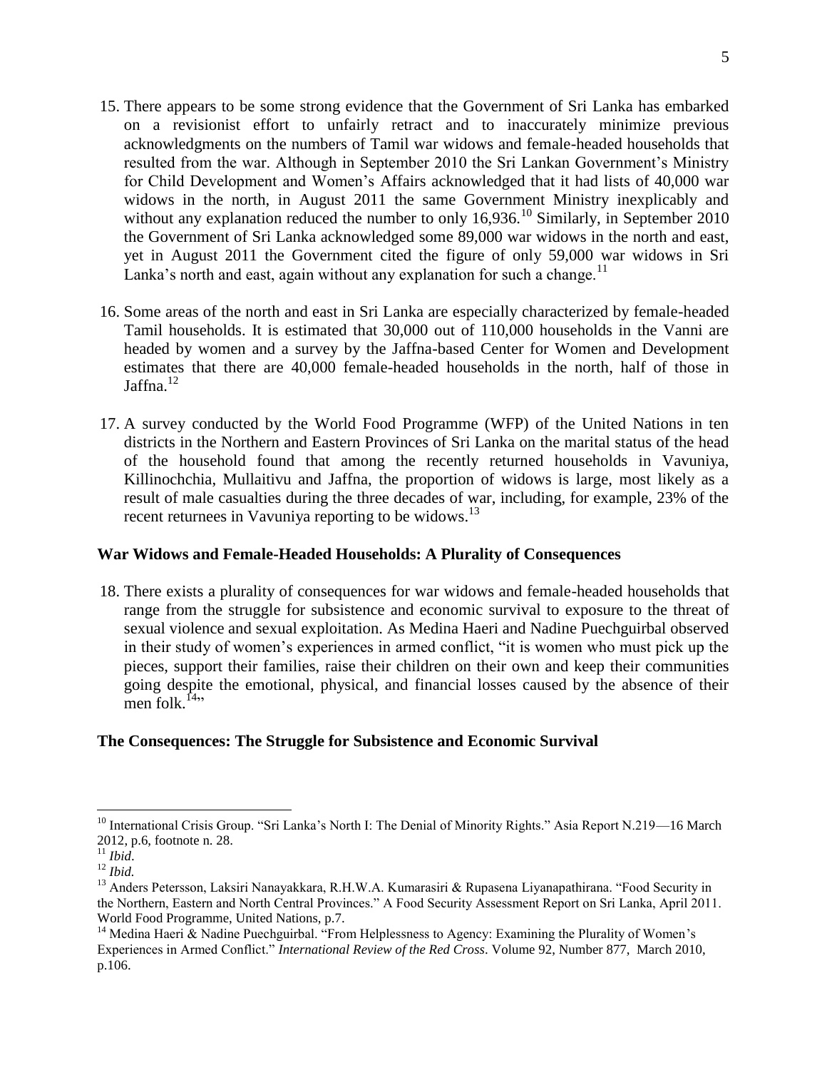15. There appears to be some strong evidence that the Government of Sri Lanka has embarked on a revisionist effort to unfairly retract and to inaccurately minimize previous acknowledgments on the numbers of Tamil war widows and female-headed households that resulted from the war. Although in September 2010 the Sri Lankan Government's Ministry for Child Development and Women's Affairs acknowledged that it had lists of 40,000 war widows in the north, in August 2011 the same Government Ministry inexplicably and without any explanation reduced the number to only 16,936.[10] Similarly, in September 2010 the Government of Sri Lanka acknowledged some 89,000 war widows in the north and east, yet in August 2011 the Government cited the figure of only 59,000 war widows in Sri Lanka's north and east, again without any explanation for such a change.[11]

16. Some areas of the north and east in Sri Lanka are especially characterized by female-headed Tamil households. It is estimated that 30,000 out of 110,000 households in the Vanni are headed by women and a survey by the Jaffna-based Center for Women and Development estimates that there are 40,000 female-headed households in the north, half of those in Jaffna.[12]

17. A survey conducted by the World Food Programme (WFP) of the United Nations in ten districts in the Northern and Eastern Provinces of Sri Lanka on the marital status of the head of the household found that among the recently returned households in Vavuniya, Killinochchia, Mullaitivu and Jaffna, the proportion of widows is large, most likely as a result of male casualties during the three decades of war, including, for example, 23% of the recent returnees in Vavuniya reporting to be widows.[13]

## War Widows and Female-Headed Households: A Plurality of Consequences

18. There exists a plurality of consequences for war widows and female-headed households that range from the struggle for subsistence and economic survival to exposure to the threat of sexual violence and sexual exploitation. As Medina Haeri and Nadine Puechguirbal observed in their study of women's experiences in armed conflict, "it is women who must pick up the pieces, support their families, raise their children on their own and keep their communities going despite the emotional, physical, and financial losses caused by the absence of their men folk.[14]"

## The Consequences: The Struggle for Subsistence and Economic Survival

---

[10] International Crisis Group. "Sri Lanka's North I: The Denial of Minority Rights." Asia Report N.219—16 March 2012, p.6, footnote n. 28.

[11] *Ibid*.

[12] *Ibid.*

[13] Anders Petersson, Laksiri Nanayakkara, R.H.W.A. Kumarasiri & Rupasena Liyanapathirana. "Food Security in the Northern, Eastern and North Central Provinces." A Food Security Assessment Report on Sri Lanka, April 2011. World Food Programme, United Nations, p.7.

[14] Medina Haeri & Nadine Puechguirbal. "From Helplessness to Agency: Examining the Plurality of Women's Experiences in Armed Conflict." *International Review of the Red Cross*. Volume 92, Number 877, March 2010, p.106.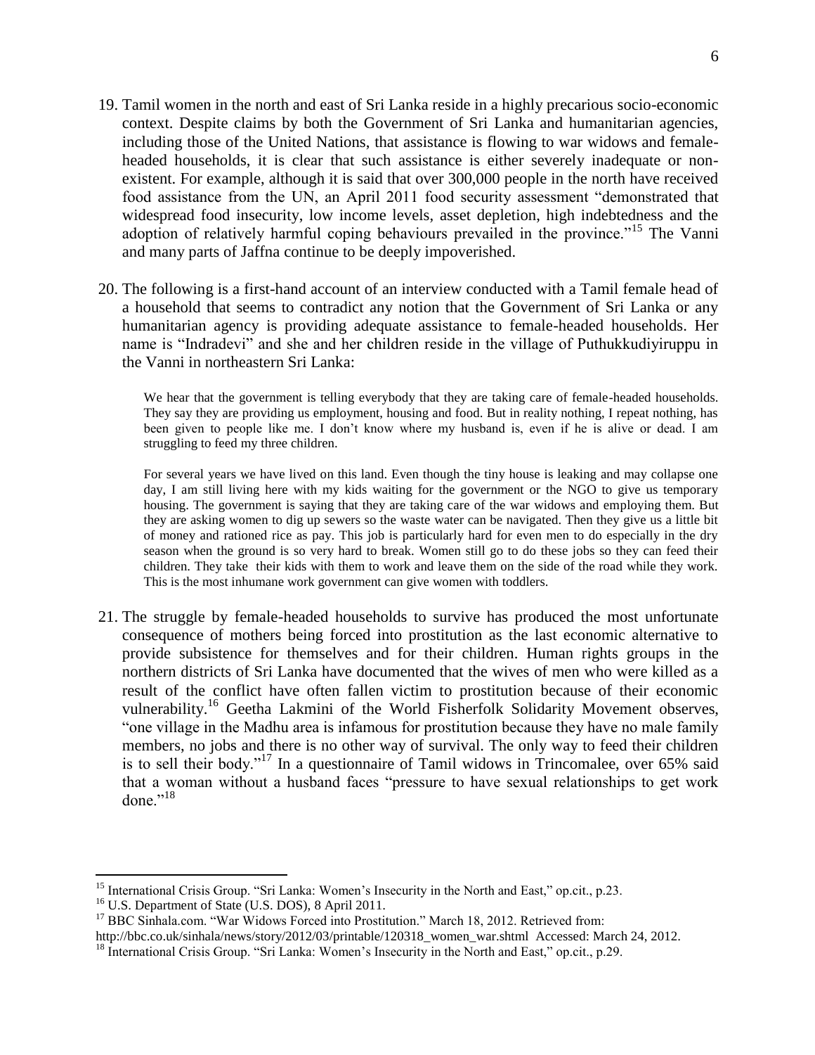19. Tamil women in the north and east of Sri Lanka reside in a highly precarious socio-economic context. Despite claims by both the Government of Sri Lanka and humanitarian agencies, including those of the United Nations, that assistance is flowing to war widows and female-headed households, it is clear that such assistance is either severely inadequate or non-existent. For example, although it is said that over 300,000 people in the north have received food assistance from the UN, an April 2011 food security assessment "demonstrated that widespread food insecurity, low income levels, asset depletion, high indebtedness and the adoption of relatively harmful coping behaviours prevailed in the province."[15] The Vanni and many parts of Jaffna continue to be deeply impoverished.

20. The following is a first-hand account of an interview conducted with a Tamil female head of a household that seems to contradict any notion that the Government of Sri Lanka or any humanitarian agency is providing adequate assistance to female-headed households. Her name is "Indradevi" and she and her children reside in the village of Puthukkudiyiruppu in the Vanni in northeastern Sri Lanka:

> We hear that the government is telling everybody that they are taking care of female-headed households. They say they are providing us employment, housing and food. But in reality nothing, I repeat nothing, has been given to people like me. I don't know where my husband is, even if he is alive or dead. I am struggling to feed my three children.
>
> For several years we have lived on this land. Even though the tiny house is leaking and may collapse one day, I am still living here with my kids waiting for the government or the NGO to give us temporary housing. The government is saying that they are taking care of the war widows and employing them. But they are asking women to dig up sewers so the waste water can be navigated. Then they give us a little bit of money and rationed rice as pay. This job is particularly hard for even men to do especially in the dry season when the ground is so very hard to break. Women still go to do these jobs so they can feed their children. They take their kids with them to work and leave them on the side of the road while they work. This is the most inhumane work government can give women with toddlers.

21. The struggle by female-headed households to survive has produced the most unfortunate consequence of mothers being forced into prostitution as the last economic alternative to provide subsistence for themselves and for their children. Human rights groups in the northern districts of Sri Lanka have documented that the wives of men who were killed as a result of the conflict have often fallen victim to prostitution because of their economic vulnerability.[16] Geetha Lakmini of the World Fisherfolk Solidarity Movement observes, "one village in the Madhu area is infamous for prostitution because they have no male family members, no jobs and there is no other way of survival. The only way to feed their children is to sell their body."[17] In a questionnaire of Tamil widows in Trincomalee, over 65% said that a woman without a husband faces "pressure to have sexual relationships to get work done."[18]

---

[15] International Crisis Group. "Sri Lanka: Women's Insecurity in the North and East," op.cit., p.23.

[16] U.S. Department of State (U.S. DOS), 8 April 2011.

[17] BBC Sinhala.com. "War Widows Forced into Prostitution." March 18, 2012. Retrieved from: http://bbc.co.uk/sinhala/news/story/2012/03/printable/120318_women_war.shtml Accessed: March 24, 2012.

[18] International Crisis Group. "Sri Lanka: Women's Insecurity in the North and East," op.cit., p.29.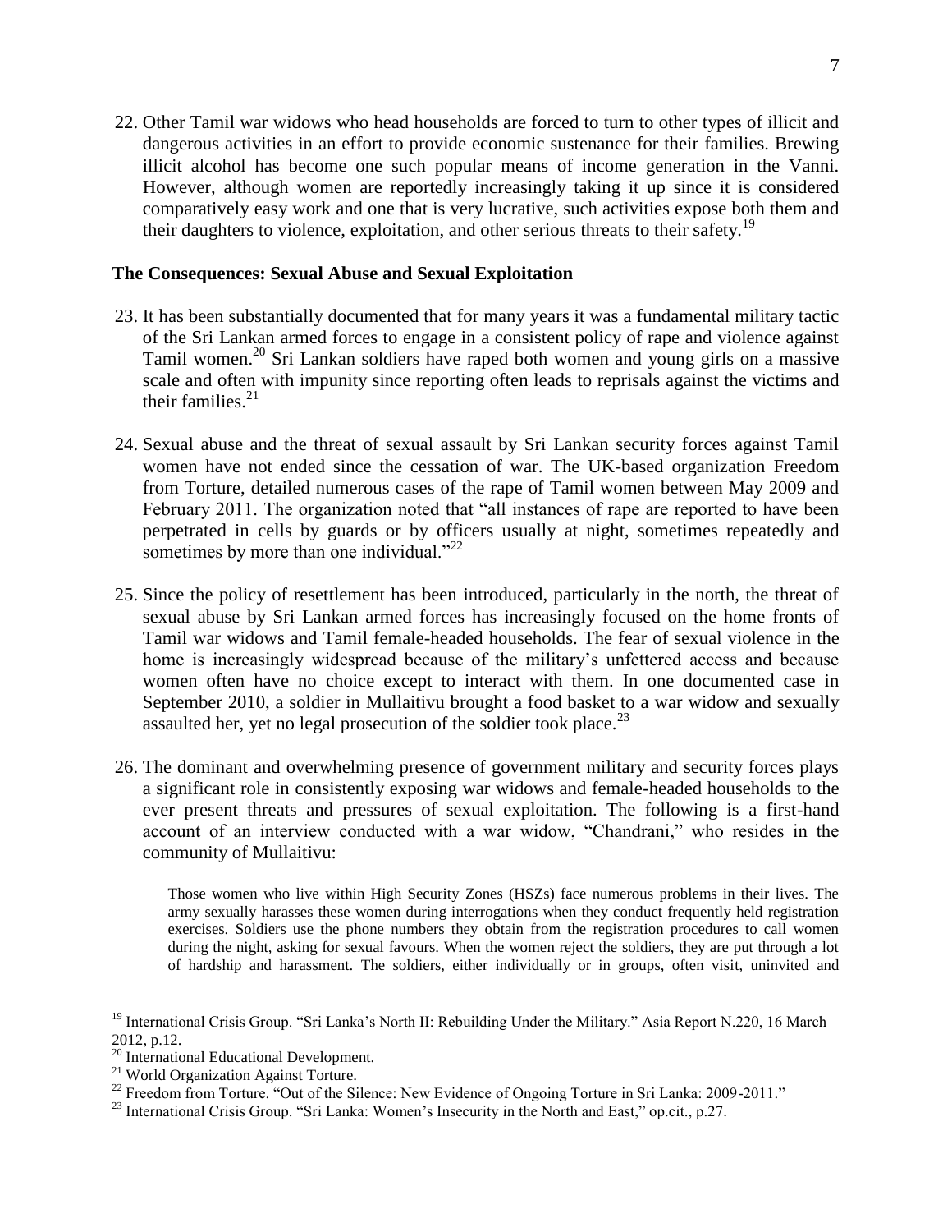22. Other Tamil war widows who head households are forced to turn to other types of illicit and dangerous activities in an effort to provide economic sustenance for their families. Brewing illicit alcohol has become one such popular means of income generation in the Vanni. However, although women are reportedly increasingly taking it up since it is considered comparatively easy work and one that is very lucrative, such activities expose both them and their daughters to violence, exploitation, and other serious threats to their safety.[19]

**The Consequences: Sexual Abuse and Sexual Exploitation**

23. It has been substantially documented that for many years it was a fundamental military tactic of the Sri Lankan armed forces to engage in a consistent policy of rape and violence against Tamil women.[20] Sri Lankan soldiers have raped both women and young girls on a massive scale and often with impunity since reporting often leads to reprisals against the victims and their families.[21]

24. Sexual abuse and the threat of sexual assault by Sri Lankan security forces against Tamil women have not ended since the cessation of war. The UK-based organization Freedom from Torture, detailed numerous cases of the rape of Tamil women between May 2009 and February 2011. The organization noted that "all instances of rape are reported to have been perpetrated in cells by guards or by officers usually at night, sometimes repeatedly and sometimes by more than one individual."[22]

25. Since the policy of resettlement has been introduced, particularly in the north, the threat of sexual abuse by Sri Lankan armed forces has increasingly focused on the home fronts of Tamil war widows and Tamil female-headed households. The fear of sexual violence in the home is increasingly widespread because of the military's unfettered access and because women often have no choice except to interact with them. In one documented case in September 2010, a soldier in Mullaitivu brought a food basket to a war widow and sexually assaulted her, yet no legal prosecution of the soldier took place.[23]

26. The dominant and overwhelming presence of government military and security forces plays a significant role in consistently exposing war widows and female-headed households to the ever present threats and pressures of sexual exploitation. The following is a first-hand account of an interview conducted with a war widow, "Chandrani," who resides in the community of Mullaitivu:

> Those women who live within High Security Zones (HSZs) face numerous problems in their lives. The army sexually harasses these women during interrogations when they conduct frequently held registration exercises. Soldiers use the phone numbers they obtain from the registration procedures to call women during the night, asking for sexual favours. When the women reject the soldiers, they are put through a lot of hardship and harassment. The soldiers, either individually or in groups, often visit, uninvited and

---

[19] International Crisis Group. "Sri Lanka's North II: Rebuilding Under the Military." Asia Report N.220, 16 March 2012, p.12.

[20] International Educational Development.

[21] World Organization Against Torture.

[22] Freedom from Torture. "Out of the Silence: New Evidence of Ongoing Torture in Sri Lanka: 2009-2011."

[23] International Crisis Group. "Sri Lanka: Women's Insecurity in the North and East," op.cit., p.27.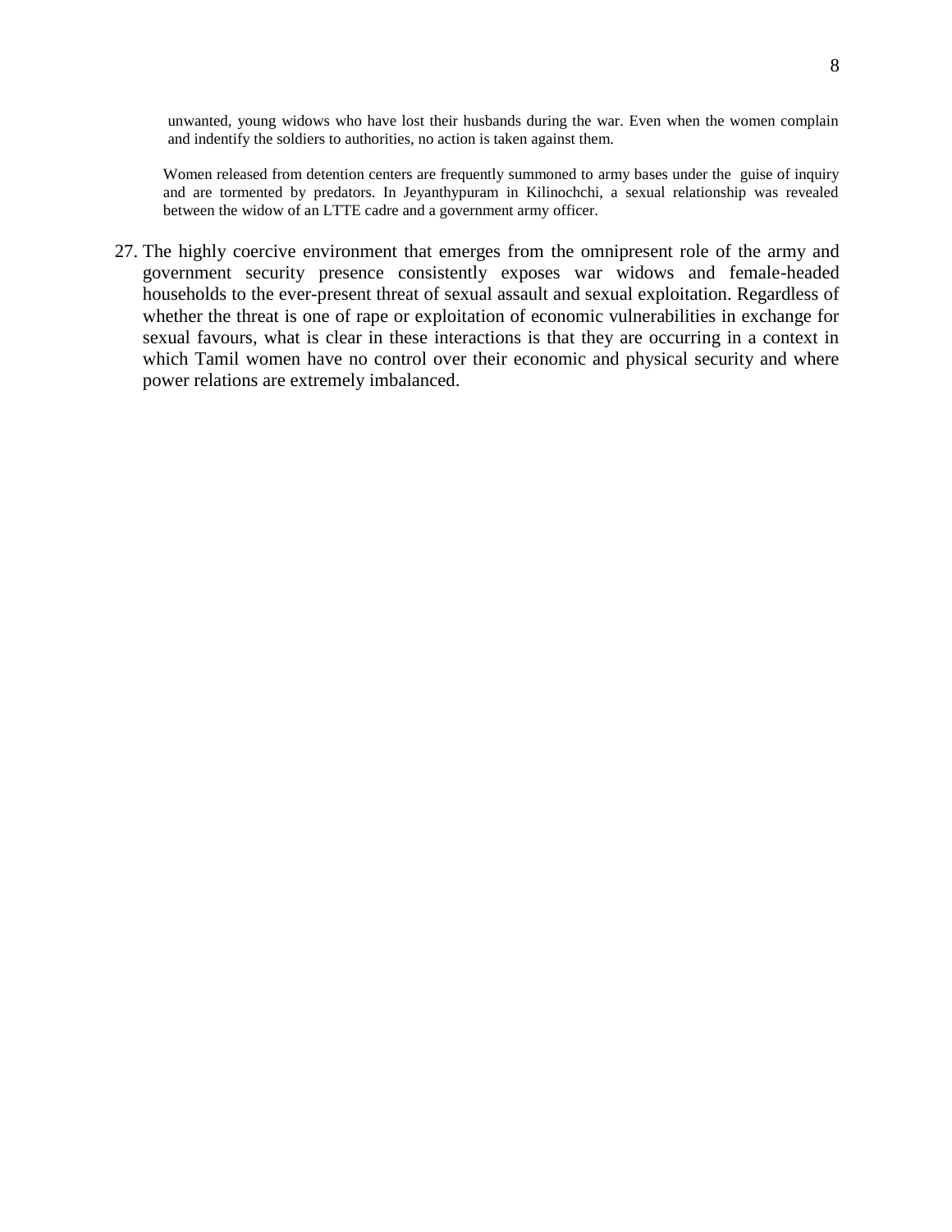> unwanted, young widows who have lost their husbands during the war. Even when the women complain and indentify the soldiers to authorities, no action is taken against them.
>
> Women released from detention centers are frequently summoned to army bases under the guise of inquiry and are tormented by predators. In Jeyanthypuram in Kilinochchi, a sexual relationship was revealed between the widow of an LTTE cadre and a government army officer.

27. The highly coercive environment that emerges from the omnipresent role of the army and government security presence consistently exposes war widows and female-headed households to the ever-present threat of sexual assault and sexual exploitation. Regardless of whether the threat is one of rape or exploitation of economic vulnerabilities in exchange for sexual favours, what is clear in these interactions is that they are occurring in a context in which Tamil women have no control over their economic and physical security and where power relations are extremely imbalanced.